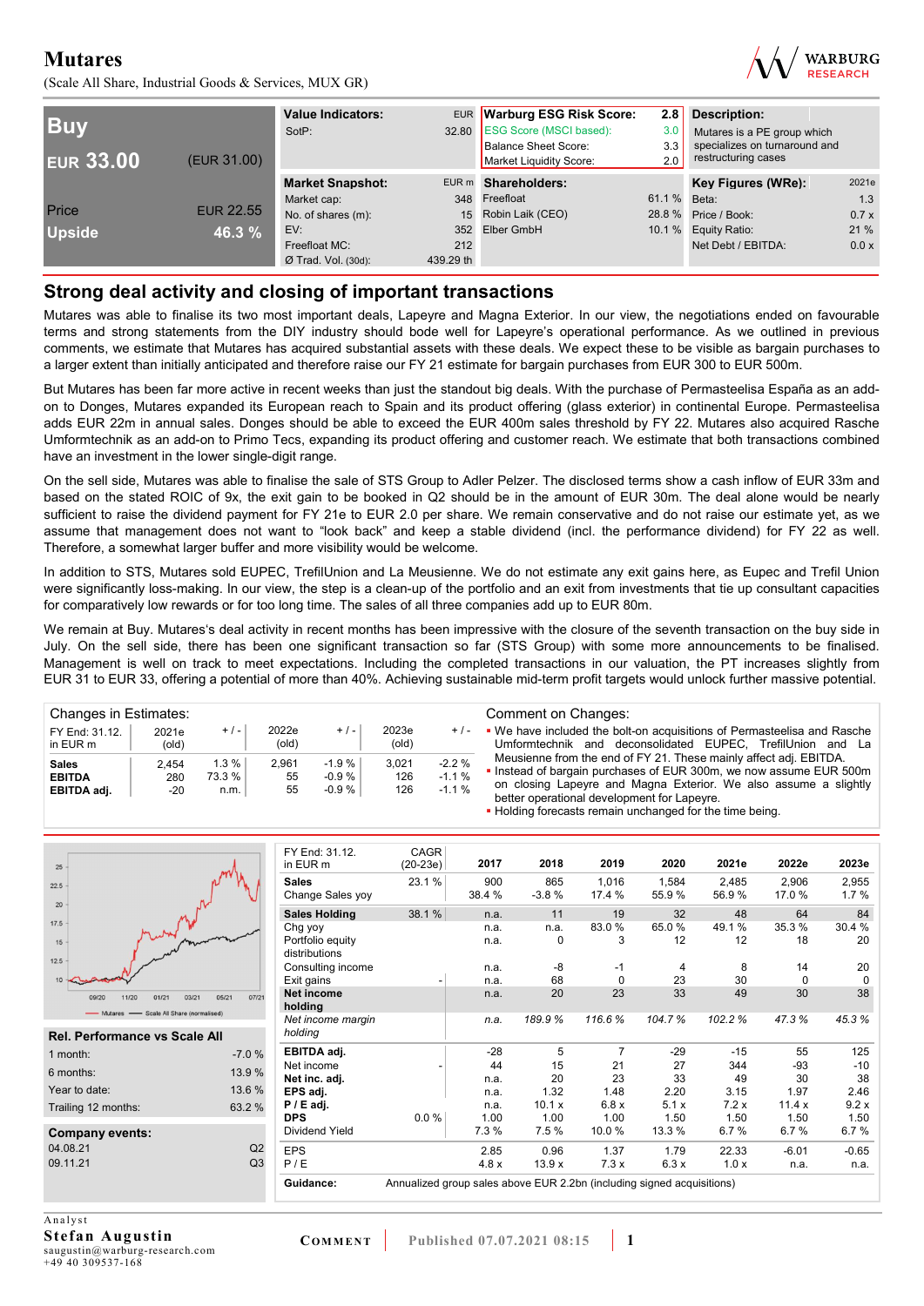# Mutares

(Scale All Share, Industrial Goods & Services, MUX GR)

| Buy | |
|---|---|
| EUR 33.00 | (EUR 31.00) |
| Price | EUR 22.55 |
| Upside | 46.3 % |

| Value Indicators: | EUR |
|---|---|
| SotP: | 32.80 |

| Warburg ESG Risk Score: | 2.8 |
|---|---|
| ESG Score (MSCI based): | 3.0 |
| Balance Sheet Score: | 3.3 |
| Market Liquidity Score: | 2.0 |

**Description:**
Mutares is a PE group which specializes on turnaround and restructuring cases

| Market Snapshot: | EUR m |
|---|---|
| Market cap: | 348 |
| No. of shares (m): | 15 |
| EV: | 352 |
| Freefloat MC: | 212 |
| Ø Trad. Vol. (30d): | 439.29 th |

| Shareholders: | |
|---|---|
| Freefloat | 61.1 % |
| Robin Laik (CEO) | 28.8 % |
| Elber GmbH | 10.1 % |

| Key Figures (WRe): | 2021e |
|---|---|
| Beta: | 1.3 |
| Price / Book: | 0.7 x |
| Equity Ratio: | 21 % |
| Net Debt / EBITDA: | 0.0 x |

## Strong deal activity and closing of important transactions

Mutares was able to finalise its two most important deals, Lapeyre and Magna Exterior. In our view, the negotiations ended on favourable terms and strong statements from the DIY industry should bode well for Lapeyre's operational performance. As we outlined in previous comments, we estimate that Mutares has acquired substantial assets with these deals. We expect these to be visible as bargain purchases to a larger extent than initially anticipated and therefore raise our FY 21 estimate for bargain purchases from EUR 300 to EUR 500m.

But Mutares has been far more active in recent weeks than just the standout big deals. With the purchase of Permasteelisa España as an add-on to Donges, Mutares expanded its European reach to Spain and its product offering (glass exterior) in continental Europe. Permasteelisa adds EUR 22m in annual sales. Donges should be able to exceed the EUR 400m sales threshold by FY 22. Mutares also acquired Rasche Umformtechnik as an add-on to Primo Tecs, expanding its product offering and customer reach. We estimate that both transactions combined have an investment in the lower single-digit range.

On the sell side, Mutares was able to finalise the sale of STS Group to Adler Pelzer. The disclosed terms show a cash inflow of EUR 33m and based on the stated ROIC of 9x, the exit gain to be booked in Q2 should be in the amount of EUR 30m. The deal alone would be nearly sufficient to raise the dividend payment for FY 21e to EUR 2.0 per share. We remain conservative and do not raise our estimate yet, as we assume that management does not want to "look back" and keep a stable dividend (incl. the performance dividend) for FY 22 as well. Therefore, a somewhat larger buffer and more visibility would be welcome.

In addition to STS, Mutares sold EUPEC, TrefilUnion and La Meusienne. We do not estimate any exit gains here, as Eupec and Trefil Union were significantly loss-making. In our view, the step is a clean-up of the portfolio and an exit from investments that tie up consultant capacities for comparatively low rewards or for too long time. The sales of all three companies add up to EUR 80m.

We remain at Buy. Mutares's deal activity in recent months has been impressive with the closure of the seventh transaction on the buy side in July. On the sell side, there has been one significant transaction so far (STS Group) with some more announcements to be finalised. Management is well on track to meet expectations. Including the completed transactions in our valuation, the PT increases slightly from EUR 31 to EUR 33, offering a potential of more than 40%. Achieving sustainable mid-term profit targets would unlock further massive potential.

**Changes in Estimates:**

| FY End: 31.12. in EUR m | 2021e (old) | + / - | 2022e (old) | + / - | 2023e (old) | + / - |
|---|---|---|---|---|---|---|
| **Sales** | 2,454 | 1.3 % | 2,961 | -1.9 % | 3,021 | -2.2 % |
| **EBITDA** | 280 | 73.3 % | 55 | -0.9 % | 126 | -1.1 % |
| **EBITDA adj.** | -20 | n.m. | 55 | -0.9 % | 126 | -1.1 % |

**Comment on Changes:**

- We have included the bolt-on acquisitions of Permasteelisa and Rasche Umformtechnik and deconsolidated EUPEC, TrefilUnion and La Meusienne from the end of FY 21. These mainly affect adj. EBITDA.
- Instead of bargain purchases of EUR 300m, we now assume EUR 500m on closing Lapeyre and Magna Exterior. We also assume a slightly better operational development for Lapeyre.
- Holding forecasts remain unchanged for the time being.

**Rel. Performance vs Scale All**

| | |
|---|---|
| 1 month: | -7.0 % |
| 6 months: | 13.9 % |
| Year to date: | 13.6 % |
| Trailing 12 months: | 63.2 % |

**Company events:**

| | |
|---|---|
| 04.08.21 | Q2 |
| 09.11.21 | Q3 |

| FY End: 31.12. in EUR m | CAGR (20-23e) | 2017 | 2018 | 2019 | 2020 | 2021e | 2022e | 2023e |
|---|---|---|---|---|---|---|---|---|
| **Sales** | 23.1 % | 900 | 865 | 1,016 | 1,584 | 2,485 | 2,906 | 2,955 |
| Change Sales yoy | | 38.4 % | -3.8 % | 17.4 % | 55.9 % | 56.9 % | 17.0 % | 1.7 % |
| **Sales Holding** | 38.1 % | n.a. | 11 | 19 | 32 | 48 | 64 | 84 |
| Chg yoy | | n.a. | n.a. | 83.0 % | 65.0 % | 49.1 % | 35.3 % | 30.4 % |
| Portfolio equity distributions | | n.a. | 0 | 3 | 12 | 12 | 18 | 20 |
| Consulting income | | n.a. | -8 | -1 | 4 | 8 | 14 | 20 |
| Exit gains | - | n.a. | 68 | 0 | 23 | 30 | 0 | 0 |
| **Net income holding** | | n.a. | 20 | 23 | 33 | 49 | 30 | 38 |
| *Net income margin holding* | | *n.a.* | *189.9 %* | *116.6 %* | *104.7 %* | *102.2 %* | *47.3 %* | *45.3 %* |
| **EBITDA adj.** | | -28 | 5 | 7 | -29 | -15 | 55 | 125 |
| Net income | - | 44 | 15 | 21 | 27 | 344 | -93 | -10 |
| **Net inc. adj.** | | n.a. | 20 | 23 | 33 | 49 | 30 | 38 |
| **EPS adj.** | | n.a. | 1.32 | 1.48 | 2.20 | 3.15 | 1.97 | 2.46 |
| **P / E adj.** | | n.a. | 10.1 x | 6.8 x | 5.1 x | 7.2 x | 11.4 x | 9.2 x |
| **DPS** | 0.0 % | 1.00 | 1.00 | 1.00 | 1.50 | 1.50 | 1.50 | 1.50 |
| Dividend Yield | | 7.3 % | 7.5 % | 10.0 % | 13.3 % | 6.7 % | 6.7 % | 6.7 % |
| EPS | | 2.85 | 0.96 | 1.37 | 1.79 | 22.33 | -6.01 | -0.65 |
| P / E | | 4.8 x | 13.9 x | 7.3 x | 6.3 x | 1.0 x | n.a. | n.a. |

**Guidance:** Annualized group sales above EUR 2.2bn (including signed acquisitions)

Analyst
**Stefan Augustin**
saugustin@warburg-research.com
+49 40 309537-168

COMMENT | Published 07.07.2021 08:15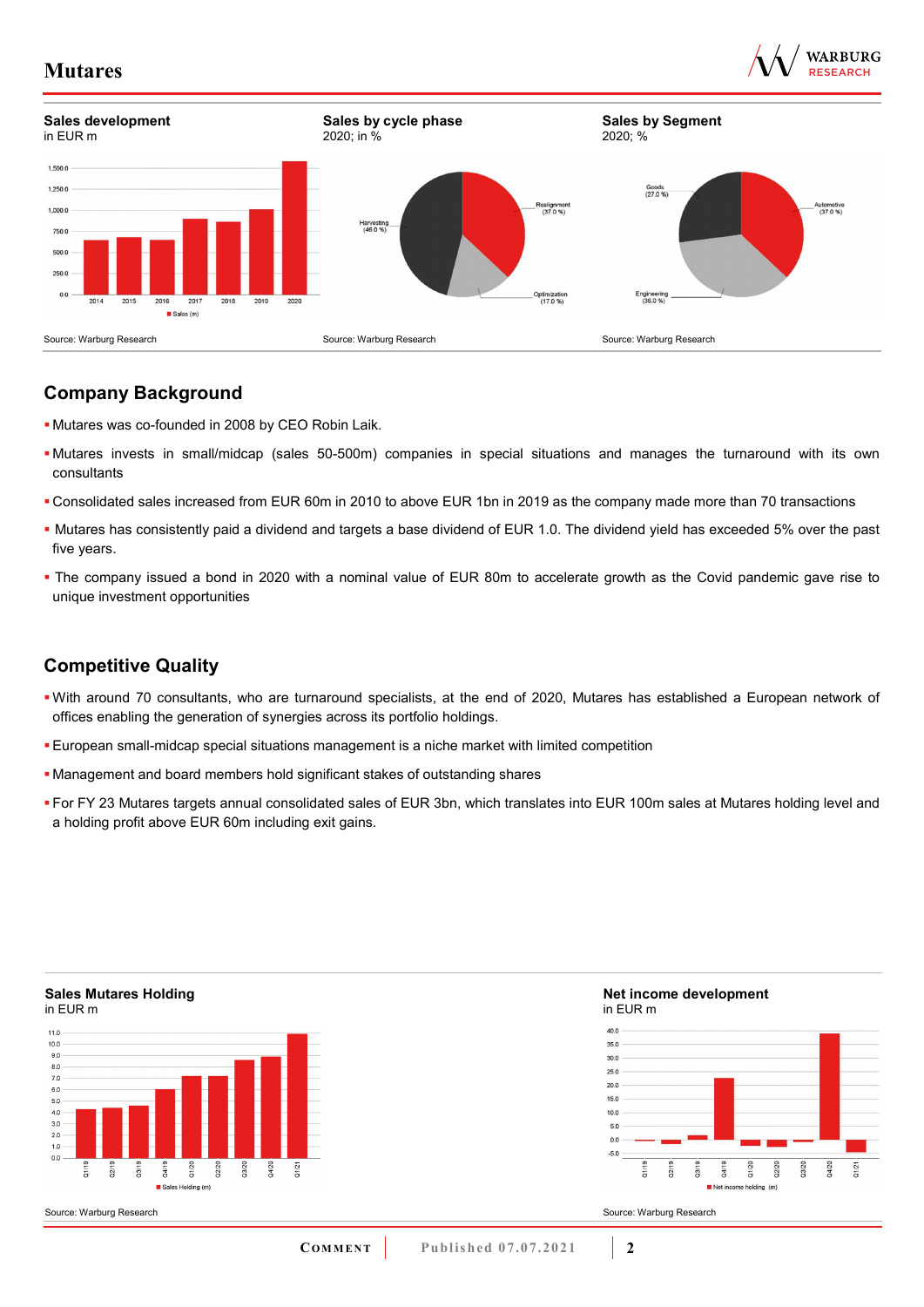**Sales development**
in EUR m

Source: Warburg Research

**Sales by cycle phase**
2020; in %

Source: Warburg Research

**Sales by Segment**
2020; %

Source: Warburg Research

## Company Background

- Mutares was co-founded in 2008 by CEO Robin Laik.
- Mutares invests in small/midcap (sales 50-500m) companies in special situations and manages the turnaround with its own consultants
- Consolidated sales increased from EUR 60m in 2010 to above EUR 1bn in 2019 as the company made more than 70 transactions
- Mutares has consistently paid a dividend and targets a base dividend of EUR 1.0. The dividend yield has exceeded 5% over the past five years.
- The company issued a bond in 2020 with a nominal value of EUR 80m to accelerate growth as the Covid pandemic gave rise to unique investment opportunities

## Competitive Quality

- With around 70 consultants, who are turnaround specialists, at the end of 2020, Mutares has established a European network of offices enabling the generation of synergies across its portfolio holdings.
- European small-midcap special situations management is a niche market with limited competition
- Management and board members hold significant stakes of outstanding shares
- For FY 23 Mutares targets annual consolidated sales of EUR 3bn, which translates into EUR 100m sales at Mutares holding level and a holding profit above EUR 60m including exit gains.

**Sales Mutares Holding**
in EUR m

Source: Warburg Research

**Net income development**
in EUR m

Source: Warburg Research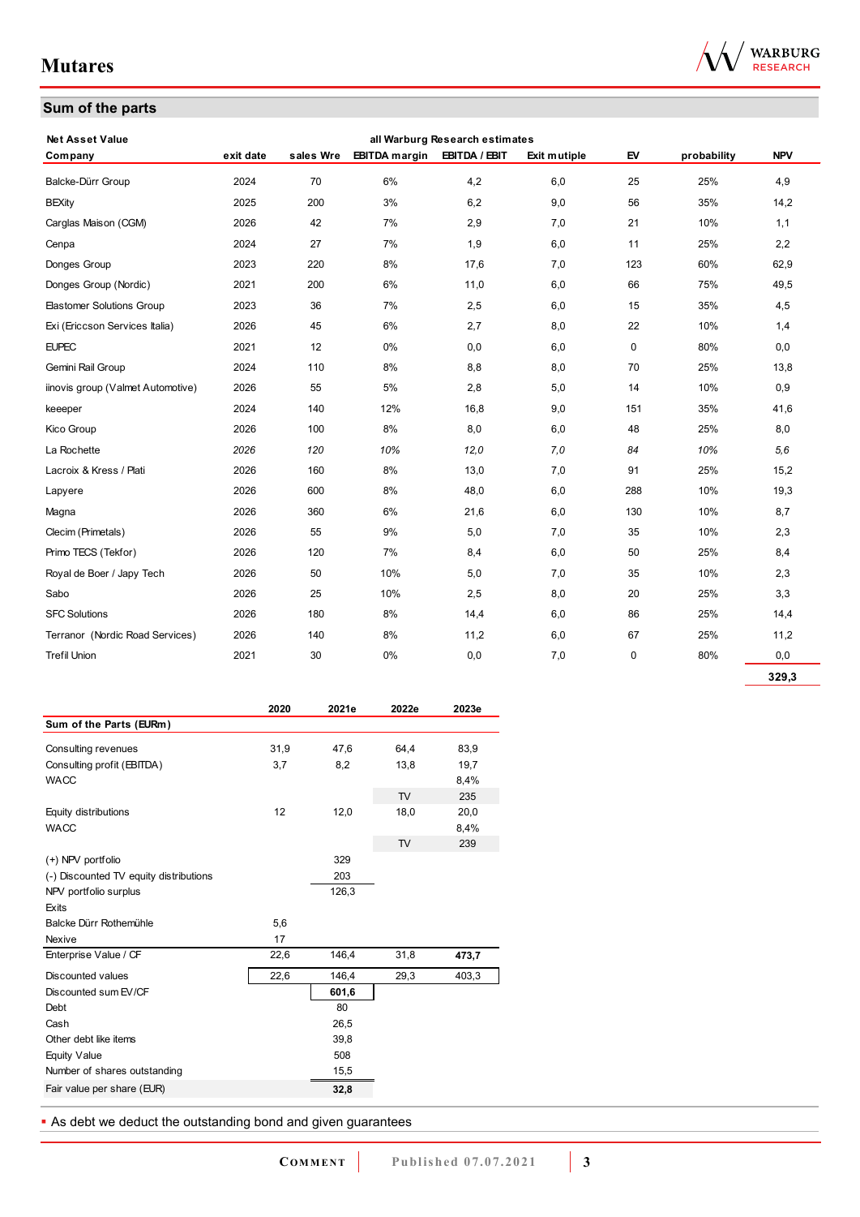## Sum of the parts

| Net Asset Value | | | all Warburg Research estimates | | | | | |
|---|---|---|---|---|---|---|---|---|
| **Company** | **exit date** | **sales Wre** | **EBITDA margin** | **EBITDA / EBIT** | **Exit mutiple** | **EV** | **probability** | **NPV** |
| Balcke-Dürr Group | 2024 | 70 | 6% | 4,2 | 6,0 | 25 | 25% | 4,9 |
| BEXity | 2025 | 200 | 3% | 6,2 | 9,0 | 56 | 35% | 14,2 |
| Carglas Maison (CGM) | 2026 | 42 | 7% | 2,9 | 7,0 | 21 | 10% | 1,1 |
| Cenpa | 2024 | 27 | 7% | 1,9 | 6,0 | 11 | 25% | 2,2 |
| Donges Group | 2023 | 220 | 8% | 17,6 | 7,0 | 123 | 60% | 62,9 |
| Donges Group (Nordic) | 2021 | 200 | 6% | 11,0 | 6,0 | 66 | 75% | 49,5 |
| Elastomer Solutions Group | 2023 | 36 | 7% | 2,5 | 6,0 | 15 | 35% | 4,5 |
| Exi (Ericcson Services Italia) | 2026 | 45 | 6% | 2,7 | 8,0 | 22 | 10% | 1,4 |
| EUPEC | 2021 | 12 | 0% | 0,0 | 6,0 | 0 | 80% | 0,0 |
| Gemini Rail Group | 2024 | 110 | 8% | 8,8 | 8,0 | 70 | 25% | 13,8 |
| iinovis group (Valmet Automotive) | 2026 | 55 | 5% | 2,8 | 5,0 | 14 | 10% | 0,9 |
| keeeper | 2024 | 140 | 12% | 16,8 | 9,0 | 151 | 35% | 41,6 |
| Kico Group | 2026 | 100 | 8% | 8,0 | 6,0 | 48 | 25% | 8,0 |
| La Rochette | *2026* | *120* | *10%* | *12,0* | *7,0* | *84* | *10%* | *5,6* |
| Lacroix & Kress / Plati | 2026 | 160 | 8% | 13,0 | 7,0 | 91 | 25% | 15,2 |
| Lapyere | 2026 | 600 | 8% | 48,0 | 6,0 | 288 | 10% | 19,3 |
| Magna | 2026 | 360 | 6% | 21,6 | 6,0 | 130 | 10% | 8,7 |
| Clecim (Primetals) | 2026 | 55 | 9% | 5,0 | 7,0 | 35 | 10% | 2,3 |
| Primo TECS (Tekfor) | 2026 | 120 | 7% | 8,4 | 6,0 | 50 | 25% | 8,4 |
| Royal de Boer / Japy Tech | 2026 | 50 | 10% | 5,0 | 7,0 | 35 | 10% | 2,3 |
| Sabo | 2026 | 25 | 10% | 2,5 | 8,0 | 20 | 25% | 3,3 |
| SFC Solutions | 2026 | 180 | 8% | 14,4 | 6,0 | 86 | 25% | 14,4 |
| Terranor (Nordic Road Services) | 2026 | 140 | 8% | 11,2 | 6,0 | 67 | 25% | 11,2 |
| Trefil Union | 2021 | 30 | 0% | 0,0 | 7,0 | 0 | 80% | 0,0 |
| | | | | | | | | **329,3** |

| Sum of the Parts (EURm) | 2020 | 2021e | 2022e | 2023e |
|---|---|---|---|---|
| Consulting revenues | 31,9 | 47,6 | 64,4 | 83,9 |
| Consulting profit (EBITDA) | 3,7 | 8,2 | 13,8 | 19,7 |
| WACC | | | | 8,4% |
| | | | TV | 235 |
| Equity distributions | 12 | 12,0 | 18,0 | 20,0 |
| WACC | | | | 8,4% |
| | | | TV | 239 |
| (+) NPV portfolio | | 329 | | |
| (-) Discounted TV equity distributions | | 203 | | |
| NPV portfolio surplus | | 126,3 | | |
| Exits | | | | |
| Balcke Dürr Rothemühle | 5,6 | | | |
| Nexive | 17 | | | |
| Enterprise Value / CF | 22,6 | 146,4 | 31,8 | **473,7** |
| Discounted values | 22,6 | 146,4 | 29,3 | 403,3 |
| Discounted sum EV/CF | | **601,6** | | |
| Debt | | 80 | | |
| Cash | | 26,5 | | |
| Other debt like items | | 39,8 | | |
| Equity Value | | 508 | | |
| Number of shares outstanding | | 15,5 | | |
| Fair value per share (EUR) | | **32,8** | | |

- As debt we deduct the outstanding bond and given guarantees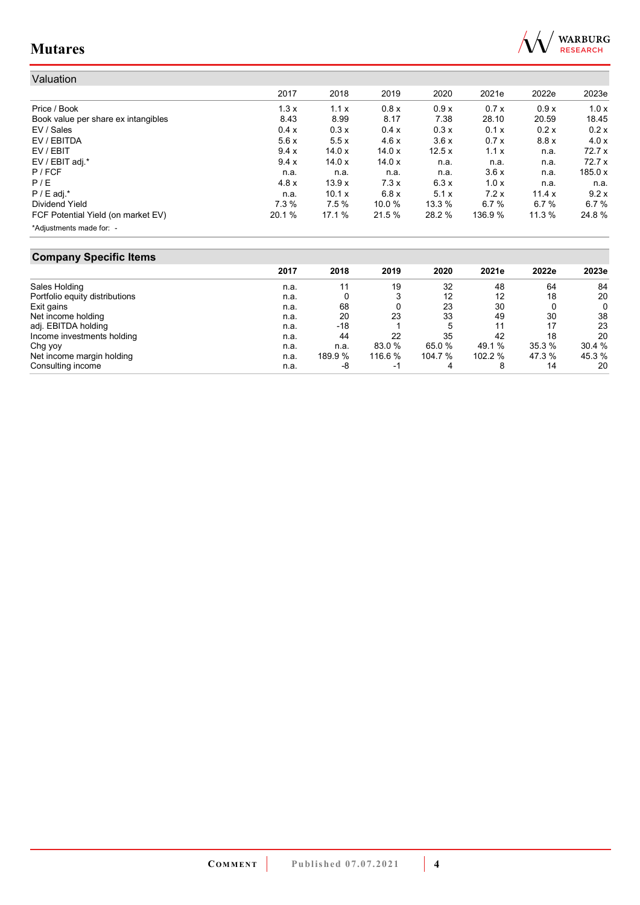## Valuation

| | 2017 | 2018 | 2019 | 2020 | 2021e | 2022e | 2023e |
|---|---|---|---|---|---|---|---|
| Price / Book | 1.3 x | 1.1 x | 0.8 x | 0.9 x | 0.7 x | 0.9 x | 1.0 x |
| Book value per share ex intangibles | 8.43 | 8.99 | 8.17 | 7.38 | 28.10 | 20.59 | 18.45 |
| EV / Sales | 0.4 x | 0.3 x | 0.4 x | 0.3 x | 0.1 x | 0.2 x | 0.2 x |
| EV / EBITDA | 5.6 x | 5.5 x | 4.6 x | 3.6 x | 0.7 x | 8.8 x | 4.0 x |
| EV / EBIT | 9.4 x | 14.0 x | 14.0 x | 12.5 x | 1.1 x | n.a. | 72.7 x |
| EV / EBIT adj.* | 9.4 x | 14.0 x | 14.0 x | n.a. | n.a. | n.a. | 72.7 x |
| P / FCF | n.a. | n.a. | n.a. | n.a. | 3.6 x | n.a. | 185.0 x |
| P / E | 4.8 x | 13.9 x | 7.3 x | 6.3 x | 1.0 x | n.a. | n.a. |
| P / E adj.* | n.a. | 10.1 x | 6.8 x | 5.1 x | 7.2 x | 11.4 x | 9.2 x |
| Dividend Yield | 7.3 % | 7.5 % | 10.0 % | 13.3 % | 6.7 % | 6.7 % | 6.7 % |
| FCF Potential Yield (on market EV) | 20.1 % | 17.1 % | 21.5 % | 28.2 % | 136.9 % | 11.3 % | 24.8 % |

*Adjustments made for: -

## Company Specific Items

| | 2017 | 2018 | 2019 | 2020 | 2021e | 2022e | 2023e |
|---|---|---|---|---|---|---|---|
| Sales Holding | n.a. | 11 | 19 | 32 | 48 | 64 | 84 |
| Portfolio equity distributions | n.a. | 0 | 3 | 12 | 12 | 18 | 20 |
| Exit gains | n.a. | 68 | 0 | 23 | 30 | 0 | 0 |
| Net income holding | n.a. | 20 | 23 | 33 | 49 | 30 | 38 |
| adj. EBITDA holding | n.a. | -18 | 1 | 5 | 11 | 17 | 23 |
| Income investments holding | n.a. | 44 | 22 | 35 | 42 | 18 | 20 |
| Chg yoy | n.a. | n.a. | 83.0 % | 65.0 % | 49.1 % | 35.3 % | 30.4 % |
| Net income margin holding | n.a. | 189.9 % | 116.6 % | 104.7 % | 102.2 % | 47.3 % | 45.3 % |
| Consulting income | n.a. | -8 | -1 | 4 | 8 | 14 | 20 |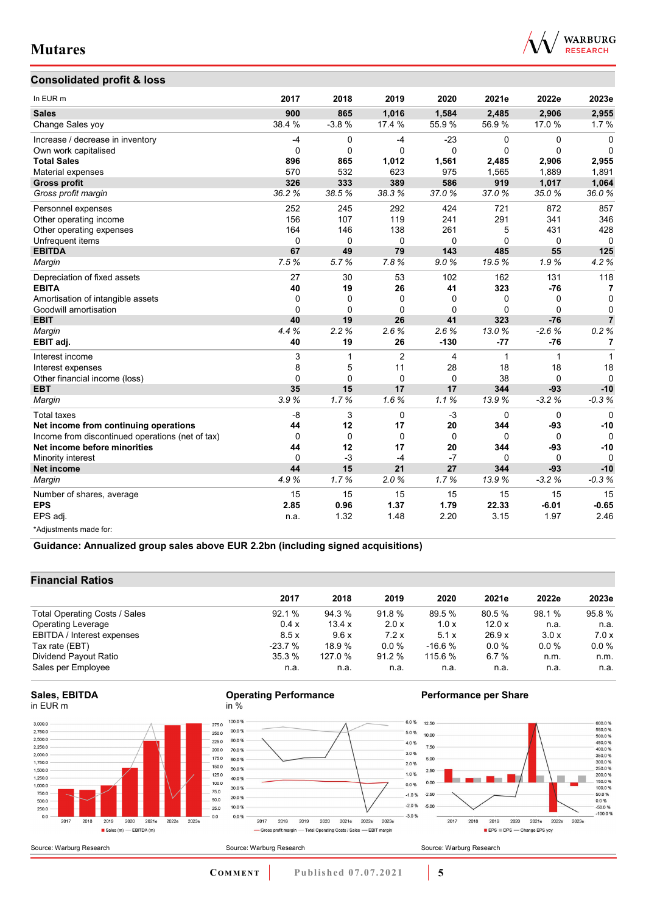## Consolidated profit & loss

| In EUR m | 2017 | 2018 | 2019 | 2020 | 2021e | 2022e | 2023e |
|---|---|---|---|---|---|---|---|
| **Sales** | **900** | **865** | **1,016** | **1,584** | **2,485** | **2,906** | **2,955** |
| Change Sales yoy | 38.4 % | -3.8 % | 17.4 % | 55.9 % | 56.9 % | 17.0 % | 1.7 % |
| Increase / decrease in inventory | -4 | 0 | -4 | -23 | 0 | 0 | 0 |
| Own work capitalised | 0 | 0 | 0 | 0 | 0 | 0 | 0 |
| **Total Sales** | **896** | **865** | **1,012** | **1,561** | **2,485** | **2,906** | **2,955** |
| Material expenses | 570 | 532 | 623 | 975 | 1,565 | 1,889 | 1,891 |
| **Gross profit** | **326** | **333** | **389** | **586** | **919** | **1,017** | **1,064** |
| *Gross profit margin* | *36.2 %* | *38.5 %* | *38.3 %* | *37.0 %* | *37.0 %* | *35.0 %* | *36.0 %* |
| Personnel expenses | 252 | 245 | 292 | 424 | 721 | 872 | 857 |
| Other operating income | 156 | 107 | 119 | 241 | 291 | 341 | 346 |
| Other operating expenses | 164 | 146 | 138 | 261 | 5 | 431 | 428 |
| Unfrequent items | 0 | 0 | 0 | 0 | 0 | 0 | 0 |
| **EBITDA** | **67** | **49** | **79** | **143** | **485** | **55** | **125** |
| *Margin* | *7.5 %* | *5.7 %* | *7.8 %* | *9.0 %* | *19.5 %* | *1.9 %* | *4.2 %* |
| Depreciation of fixed assets | 27 | 30 | 53 | 102 | 162 | 131 | 118 |
| **EBITA** | **40** | **19** | **26** | **41** | **323** | **-76** | **7** |
| Amortisation of intangible assets | 0 | 0 | 0 | 0 | 0 | 0 | 0 |
| Goodwill amortisation | 0 | 0 | 0 | 0 | 0 | 0 | 0 |
| **EBIT** | **40** | **19** | **26** | **41** | **323** | **-76** | **7** |
| *Margin* | *4.4 %* | *2.2 %* | *2.6 %* | *2.6 %* | *13.0 %* | *-2.6 %* | *0.2 %* |
| **EBIT adj.** | **40** | **19** | **26** | **-130** | **-77** | **-76** | **7** |
| Interest income | 3 | 1 | 2 | 4 | 1 | 1 | 1 |
| Interest expenses | 8 | 5 | 11 | 28 | 18 | 18 | 18 |
| Other financial income (loss) | 0 | 0 | 0 | 0 | 38 | 0 | 0 |
| **EBT** | **35** | **15** | **17** | **17** | **344** | **-93** | **-10** |
| *Margin* | *3.9 %* | *1.7 %* | *1.6 %* | *1.1 %* | *13.9 %* | *-3.2 %* | *-0.3 %* |
| Total taxes | -8 | 3 | 0 | -3 | 0 | 0 | 0 |
| **Net income from continuing operations** | **44** | **12** | **17** | **20** | **344** | **-93** | **-10** |
| Income from discontinued operations (net of tax) | 0 | 0 | 0 | 0 | 0 | 0 | 0 |
| **Net income before minorities** | **44** | **12** | **17** | **20** | **344** | **-93** | **-10** |
| Minority interest | 0 | -3 | -4 | -7 | 0 | 0 | 0 |
| **Net income** | **44** | **15** | **21** | **27** | **344** | **-93** | **-10** |
| *Margin* | *4.9 %* | *1.7 %* | *2.0 %* | *1.7 %* | *13.9 %* | *-3.2 %* | *-0.3 %* |
| Number of shares, average | 15 | 15 | 15 | 15 | 15 | 15 | 15 |
| **EPS** | **2.85** | **0.96** | **1.37** | **1.79** | **22.33** | **-6.01** | **-0.65** |
| EPS adj. | n.a. | 1.32 | 1.48 | 2.20 | 3.15 | 1.97 | 2.46 |

*Adjustments made for:

**Guidance: Annualized group sales above EUR 2.2bn (including signed acquisitions)**

## Financial Ratios

| | 2017 | 2018 | 2019 | 2020 | 2021e | 2022e | 2023e |
|---|---|---|---|---|---|---|---|
| Total Operating Costs / Sales | 92.1 % | 94.3 % | 91.8 % | 89.5 % | 80.5 % | 98.1 % | 95.8 % |
| Operating Leverage | 0.4 x | 13.4 x | 2.0 x | 1.0 x | 12.0 x | n.a. | n.a. |
| EBITDA / Interest expenses | 8.5 x | 9.6 x | 7.2 x | 5.1 x | 26.9 x | 3.0 x | 7.0 x |
| Tax rate (EBT) | -23.7 % | 18.9 % | 0.0 % | -16.6 % | 0.0 % | 0.0 % | 0.0 % |
| Dividend Payout Ratio | 35.3 % | 127.0 % | 91.2 % | 115.6 % | 6.7 % | n.m. | n.m. |
| Sales per Employee | n.a. | n.a. | n.a. | n.a. | n.a. | n.a. | n.a. |

**Sales, EBITDA**
in EUR m

Source: Warburg Research

**Operating Performance**
in %

Source: Warburg Research

**Performance per Share**

Source: Warburg Research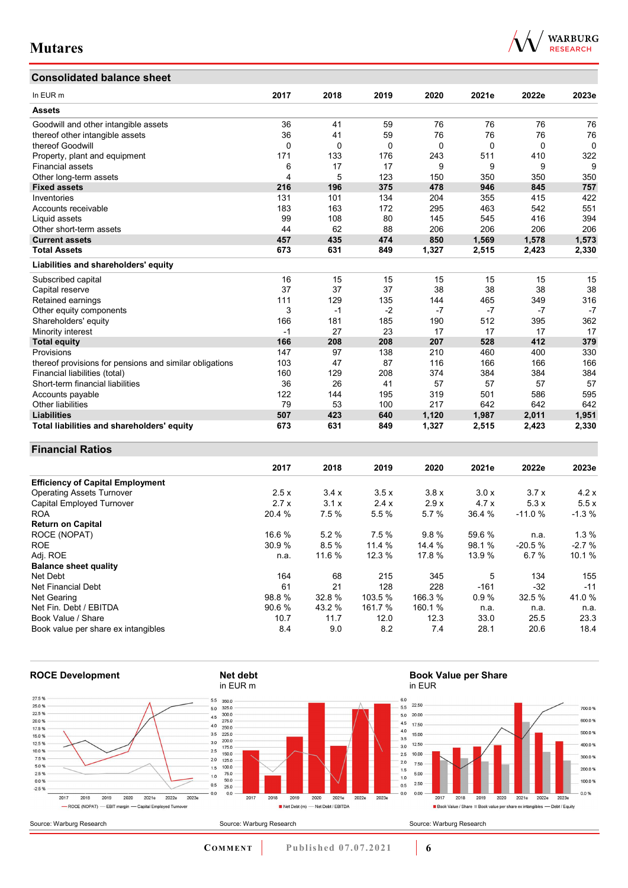## Consolidated balance sheet

| In EUR m | 2017 | 2018 | 2019 | 2020 | 2021e | 2022e | 2023e |
|---|---|---|---|---|---|---|---|
| **Assets** | | | | | | | |
| Goodwill and other intangible assets | 36 | 41 | 59 | 76 | 76 | 76 | 76 |
| thereof other intangible assets | 36 | 41 | 59 | 76 | 76 | 76 | 76 |
| thereof Goodwill | 0 | 0 | 0 | 0 | 0 | 0 | 0 |
| Property, plant and equipment | 171 | 133 | 176 | 243 | 511 | 410 | 322 |
| Financial assets | 6 | 17 | 17 | 9 | 9 | 9 | 9 |
| Other long-term assets | 4 | 5 | 123 | 150 | 350 | 350 | 350 |
| **Fixed assets** | **216** | **196** | **375** | **478** | **946** | **845** | **757** |
| Inventories | 131 | 101 | 134 | 204 | 355 | 415 | 422 |
| Accounts receivable | 183 | 163 | 172 | 295 | 463 | 542 | 551 |
| Liquid assets | 99 | 108 | 80 | 145 | 545 | 416 | 394 |
| Other short-term assets | 44 | 62 | 88 | 206 | 206 | 206 | 206 |
| **Current assets** | **457** | **435** | **474** | **850** | **1,569** | **1,578** | **1,573** |
| **Total Assets** | **673** | **631** | **849** | **1,327** | **2,515** | **2,423** | **2,330** |
| **Liabilities and shareholders' equity** | | | | | | | |
| Subscribed capital | 16 | 15 | 15 | 15 | 15 | 15 | 15 |
| Capital reserve | 37 | 37 | 37 | 38 | 38 | 38 | 38 |
| Retained earnings | 111 | 129 | 135 | 144 | 465 | 349 | 316 |
| Other equity components | 3 | -1 | -2 | -7 | -7 | -7 | -7 |
| Shareholders' equity | 166 | 181 | 185 | 190 | 512 | 395 | 362 |
| Minority interest | -1 | 27 | 23 | 17 | 17 | 17 | 17 |
| **Total equity** | **166** | **208** | **208** | **207** | **528** | **412** | **379** |
| Provisions | 147 | 97 | 138 | 210 | 460 | 400 | 330 |
| thereof provisions for pensions and similar obligations | 103 | 47 | 87 | 116 | 166 | 166 | 166 |
| Financial liabilities (total) | 160 | 129 | 208 | 374 | 384 | 384 | 384 |
| Short-term financial liabilities | 36 | 26 | 41 | 57 | 57 | 57 | 57 |
| Accounts payable | 122 | 144 | 195 | 319 | 501 | 586 | 595 |
| Other liabilities | 79 | 53 | 100 | 217 | 642 | 642 | 642 |
| **Liabilities** | **507** | **423** | **640** | **1,120** | **1,987** | **2,011** | **1,951** |
| **Total liabilities and shareholders' equity** | **673** | **631** | **849** | **1,327** | **2,515** | **2,423** | **2,330** |

## Financial Ratios

| | 2017 | 2018 | 2019 | 2020 | 2021e | 2022e | 2023e |
|---|---|---|---|---|---|---|---|
| **Efficiency of Capital Employment** | | | | | | | |
| Operating Assets Turnover | 2.5 x | 3.4 x | 3.5 x | 3.8 x | 3.0 x | 3.7 x | 4.2 x |
| Capital Employed Turnover | 2.7 x | 3.1 x | 2.4 x | 2.9 x | 4.7 x | 5.3 x | 5.5 x |
| ROA | 20.4 % | 7.5 % | 5.5 % | 5.7 % | 36.4 % | -11.0 % | -1.3 % |
| **Return on Capital** | | | | | | | |
| ROCE (NOPAT) | 16.6 % | 5.2 % | 7.5 % | 9.8 % | 59.6 % | n.a. | 1.3 % |
| ROE | 30.9 % | 8.5 % | 11.4 % | 14.4 % | 98.1 % | -20.5 % | -2.7 % |
| Adj. ROE | n.a. | 11.6 % | 12.3 % | 17.8 % | 13.9 % | 6.7 % | 10.1 % |
| **Balance sheet quality** | | | | | | | |
| Net Debt | 164 | 68 | 215 | 345 | 5 | 134 | 155 |
| Net Financial Debt | 61 | 21 | 128 | 228 | -161 | -32 | -11 |
| Net Gearing | 98.8 % | 32.8 % | 103.5 % | 166.3 % | 0.9 % | 32.5 % | 41.0 % |
| Net Fin. Debt / EBITDA | 90.6 % | 43.2 % | 161.7 % | 160.1 % | n.a. | n.a. | n.a. |
| Book Value / Share | 10.7 | 11.7 | 12.0 | 12.3 | 33.0 | 25.5 | 23.3 |
| Book value per share ex intangibles | 8.4 | 9.0 | 8.2 | 7.4 | 28.1 | 20.6 | 18.4 |

**ROCE Development**

Source: Warburg Research

**Net debt**
in EUR m

Source: Warburg Research

**Book Value per Share**
in EUR

Source: Warburg Research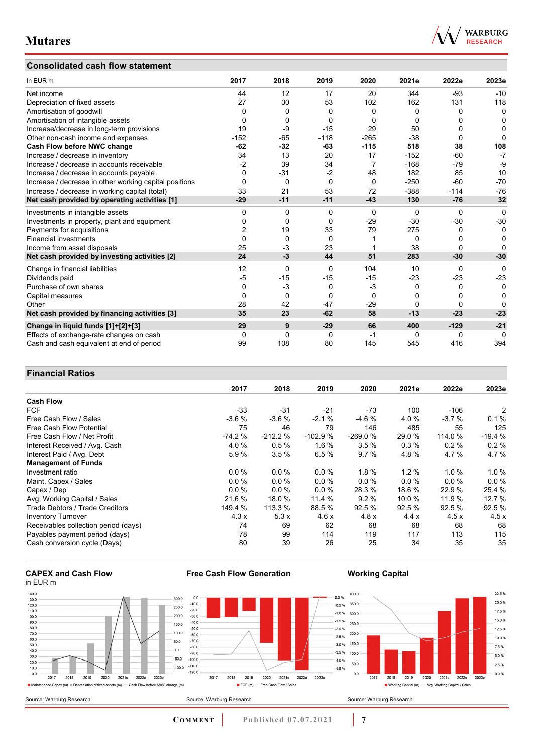## Consolidated cash flow statement

| In EUR m | 2017 | 2018 | 2019 | 2020 | 2021e | 2022e | 2023e |
|---|---|---|---|---|---|---|---|
| Net income | 44 | 12 | 17 | 20 | 344 | -93 | -10 |
| Depreciation of fixed assets | 27 | 30 | 53 | 102 | 162 | 131 | 118 |
| Amortisation of goodwill | 0 | 0 | 0 | 0 | 0 | 0 | 0 |
| Amortisation of intangible assets | 0 | 0 | 0 | 0 | 0 | 0 | 0 |
| Increase/decrease in long-term provisions | 19 | -9 | -15 | 29 | 50 | 0 | 0 |
| Other non-cash income and expenses | -152 | -65 | -118 | -265 | -38 | 0 | 0 |
| **Cash Flow before NWC change** | **-62** | **-32** | **-63** | **-115** | **518** | **38** | **108** |
| Increase / decrease in inventory | 34 | 13 | 20 | 17 | -152 | -60 | -7 |
| Increase / decrease in accounts receivable | -2 | 39 | 34 | 7 | -168 | -79 | -9 |
| Increase / decrease in accounts payable | 0 | -31 | -2 | 48 | 182 | 85 | 10 |
| Increase / decrease in other working capital positions | 0 | 0 | 0 | 0 | -250 | -60 | -70 |
| Increase / decrease in working capital (total) | 33 | 21 | 53 | 72 | -388 | -114 | -76 |
| **Net cash provided by operating activities [1]** | **-29** | **-11** | **-11** | **-43** | **130** | **-76** | **32** |
| Investments in intangible assets | 0 | 0 | 0 | 0 | 0 | 0 | 0 |
| Investments in property, plant and equipment | 0 | 0 | 0 | -29 | -30 | -30 | -30 |
| Payments for acquisitions | 2 | 19 | 33 | 79 | 275 | 0 | 0 |
| Financial investments | 0 | 0 | 0 | 1 | 0 | 0 | 0 |
| Income from asset disposals | 25 | -3 | 23 | 1 | 38 | 0 | 0 |
| **Net cash provided by investing activities [2]** | **24** | **-3** | **44** | **51** | **283** | **-30** | **-30** |
| Change in financial liabilities | 12 | 0 | 0 | 104 | 10 | 0 | 0 |
| Dividends paid | -5 | -15 | -15 | -15 | -23 | -23 | -23 |
| Purchase of own shares | 0 | -3 | 0 | -3 | 0 | 0 | 0 |
| Capital measures | 0 | 0 | 0 | 0 | 0 | 0 | 0 |
| Other | 28 | 42 | -47 | -29 | 0 | 0 | 0 |
| **Net cash provided by financing activities [3]** | **35** | **23** | **-62** | **58** | **-13** | **-23** | **-23** |
| **Change in liquid funds [1]+[2]+[3]** | **29** | **9** | **-29** | **66** | **400** | **-129** | **-21** |
| Effects of exchange-rate changes on cash | 0 | 0 | 0 | -1 | 0 | 0 | 0 |
| Cash and cash equivalent at end of period | 99 | 108 | 80 | 145 | 545 | 416 | 394 |

## Financial Ratios

| | 2017 | 2018 | 2019 | 2020 | 2021e | 2022e | 2023e |
|---|---|---|---|---|---|---|---|
| **Cash Flow** | | | | | | | |
| FCF | -33 | -31 | -21 | -73 | 100 | -106 | 2 |
| Free Cash Flow / Sales | -3.6 % | -3.6 % | -2.1 % | -4.6 % | 4.0 % | -3.7 % | 0.1 % |
| Free Cash Flow Potential | 75 | 46 | 79 | 146 | 485 | 55 | 125 |
| Free Cash Flow / Net Profit | -74.2 % | -212.2 % | -102.9 % | -269.0 % | 29.0 % | 114.0 % | -19.4 % |
| Interest Received / Avg. Cash | 4.0 % | 0.5 % | 1.6 % | 3.5 % | 0.3 % | 0.2 % | 0.2 % |
| Interest Paid / Avg. Debt | 5.9 % | 3.5 % | 6.5 % | 9.7 % | 4.8 % | 4.7 % | 4.7 % |
| **Management of Funds** | | | | | | | |
| Investment ratio | 0.0 % | 0.0 % | 0.0 % | 1.8 % | 1.2 % | 1.0 % | 1.0 % |
| Maint. Capex / Sales | 0.0 % | 0.0 % | 0.0 % | 0.0 % | 0.0 % | 0.0 % | 0.0 % |
| Capex / Dep | 0.0 % | 0.0 % | 0.0 % | 28.3 % | 18.6 % | 22.9 % | 25.4 % |
| Avg. Working Capital / Sales | 21.6 % | 18.0 % | 11.4 % | 9.2 % | 10.0 % | 11.9 % | 12.7 % |
| Trade Debtors / Trade Creditors | 149.4 % | 113.3 % | 88.5 % | 92.5 % | 92.5 % | 92.5 % | 92.5 % |
| Inventory Turnover | 4.3 x | 5.3 x | 4.6 x | 4.8 x | 4.4 x | 4.5 x | 4.5 x |
| Receivables collection period (days) | 74 | 69 | 62 | 68 | 68 | 68 | 68 |
| Payables payment period (days) | 78 | 99 | 114 | 119 | 117 | 113 | 115 |
| Cash conversion cycle (Days) | 80 | 39 | 26 | 25 | 34 | 35 | 35 |

**CAPEX and Cash Flow**
in EUR m

Source: Warburg Research

**Free Cash Flow Generation**

Source: Warburg Research

**Working Capital**

Source: Warburg Research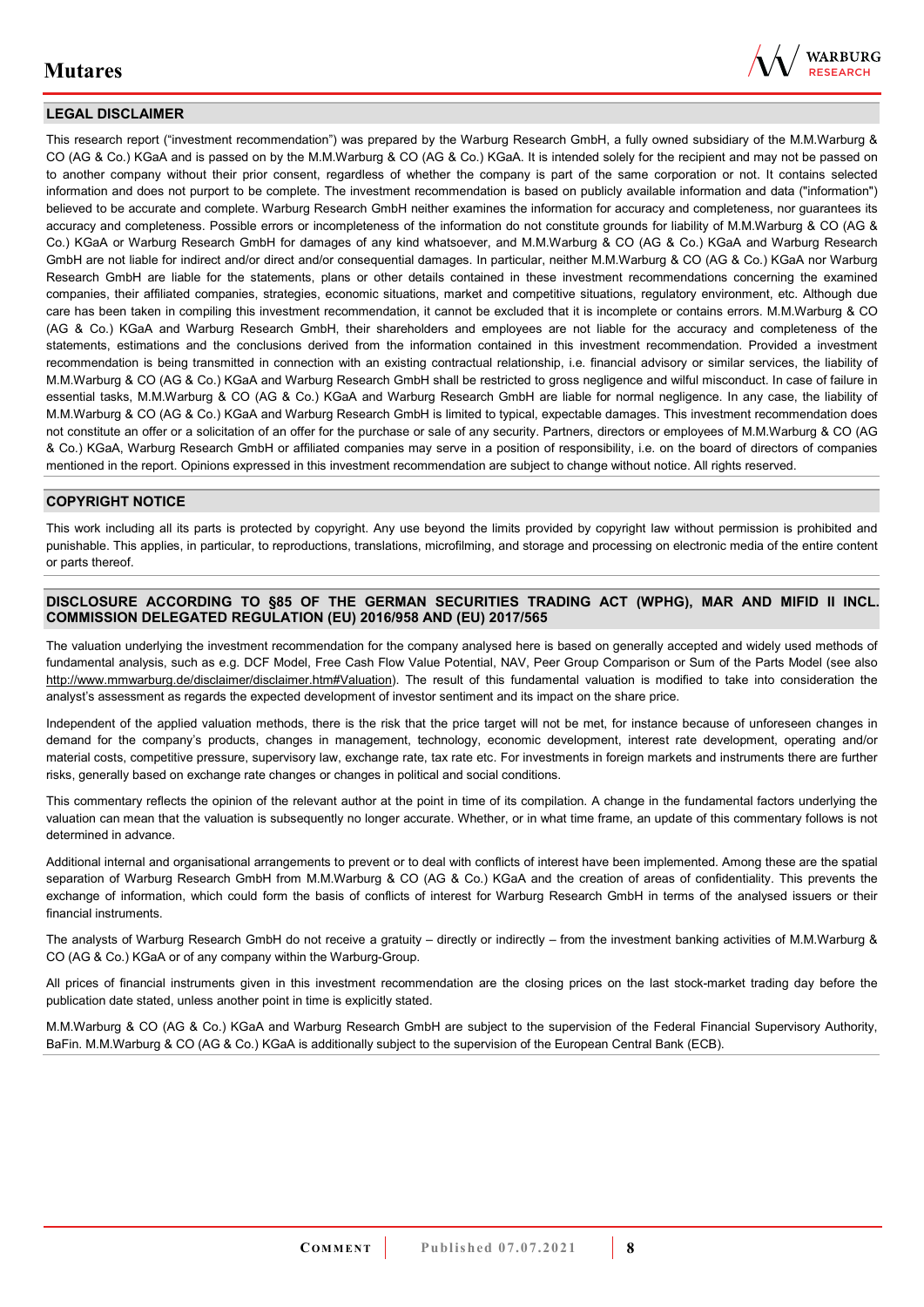## LEGAL DISCLAIMER

This research report ("investment recommendation") was prepared by the Warburg Research GmbH, a fully owned subsidiary of the M.M.Warburg & CO (AG & Co.) KGaA and is passed on by the M.M.Warburg & CO (AG & Co.) KGaA. It is intended solely for the recipient and may not be passed on to another company without their prior consent, regardless of whether the company is part of the same corporation or not. It contains selected information and does not purport to be complete. The investment recommendation is based on publicly available information and data ("information") believed to be accurate and complete. Warburg Research GmbH neither examines the information for accuracy and completeness, nor guarantees its accuracy and completeness. Possible errors or incompleteness of the information do not constitute grounds for liability of M.M.Warburg & CO (AG & Co.) KGaA or Warburg Research GmbH for damages of any kind whatsoever, and M.M.Warburg & CO (AG & Co.) KGaA and Warburg Research GmbH are not liable for indirect and/or direct and/or consequential damages. In particular, neither M.M.Warburg & CO (AG & Co.) KGaA nor Warburg Research GmbH are liable for the statements, plans or other details contained in these investment recommendations concerning the examined companies, their affiliated companies, strategies, economic situations, market and competitive situations, regulatory environment, etc. Although due care has been taken in compiling this investment recommendation, it cannot be excluded that it is incomplete or contains errors. M.M.Warburg & CO (AG & Co.) KGaA and Warburg Research GmbH, their shareholders and employees are not liable for the accuracy and completeness of the statements, estimations and the conclusions derived from the information contained in this investment recommendation. Provided a investment recommendation is being transmitted in connection with an existing contractual relationship, i.e. financial advisory or similar services, the liability of M.M.Warburg & CO (AG & Co.) KGaA and Warburg Research GmbH shall be restricted to gross negligence and wilful misconduct. In case of failure in essential tasks, M.M.Warburg & CO (AG & Co.) KGaA and Warburg Research GmbH are liable for normal negligence. In any case, the liability of M.M.Warburg & CO (AG & Co.) KGaA and Warburg Research GmbH is limited to typical, expectable damages. This investment recommendation does not constitute an offer or a solicitation of an offer for the purchase or sale of any security. Partners, directors or employees of M.M.Warburg & CO (AG & Co.) KGaA, Warburg Research GmbH or affiliated companies may serve in a position of responsibility, i.e. on the board of directors of companies mentioned in the report. Opinions expressed in this investment recommendation are subject to change without notice. All rights reserved.

## COPYRIGHT NOTICE

This work including all its parts is protected by copyright. Any use beyond the limits provided by copyright law without permission is prohibited and punishable. This applies, in particular, to reproductions, translations, microfilming, and storage and processing on electronic media of the entire content or parts thereof.

## DISCLOSURE ACCORDING TO §85 OF THE GERMAN SECURITIES TRADING ACT (WPHG), MAR AND MIFID II INCL. COMMISSION DELEGATED REGULATION (EU) 2016/958 AND (EU) 2017/565

The valuation underlying the investment recommendation for the company analysed here is based on generally accepted and widely used methods of fundamental analysis, such as e.g. DCF Model, Free Cash Flow Value Potential, NAV, Peer Group Comparison or Sum of the Parts Model (see also http://www.mmwarburg.de/disclaimer/disclaimer.htm#Valuation). The result of this fundamental valuation is modified to take into consideration the analyst's assessment as regards the expected development of investor sentiment and its impact on the share price.

Independent of the applied valuation methods, there is the risk that the price target will not be met, for instance because of unforeseen changes in demand for the company's products, changes in management, technology, economic development, interest rate development, operating and/or material costs, competitive pressure, supervisory law, exchange rate, tax rate etc. For investments in foreign markets and instruments there are further risks, generally based on exchange rate changes or changes in political and social conditions.

This commentary reflects the opinion of the relevant author at the point in time of its compilation. A change in the fundamental factors underlying the valuation can mean that the valuation is subsequently no longer accurate. Whether, or in what time frame, an update of this commentary follows is not determined in advance.

Additional internal and organisational arrangements to prevent or to deal with conflicts of interest have been implemented. Among these are the spatial separation of Warburg Research GmbH from M.M.Warburg & CO (AG & Co.) KGaA and the creation of areas of confidentiality. This prevents the exchange of information, which could form the basis of conflicts of interest for Warburg Research GmbH in terms of the analysed issuers or their financial instruments.

The analysts of Warburg Research GmbH do not receive a gratuity – directly or indirectly – from the investment banking activities of M.M.Warburg & CO (AG & Co.) KGaA or of any company within the Warburg-Group.

All prices of financial instruments given in this investment recommendation are the closing prices on the last stock-market trading day before the publication date stated, unless another point in time is explicitly stated.

M.M.Warburg & CO (AG & Co.) KGaA and Warburg Research GmbH are subject to the supervision of the Federal Financial Supervisory Authority, BaFin. M.M.Warburg & CO (AG & Co.) KGaA is additionally subject to the supervision of the European Central Bank (ECB).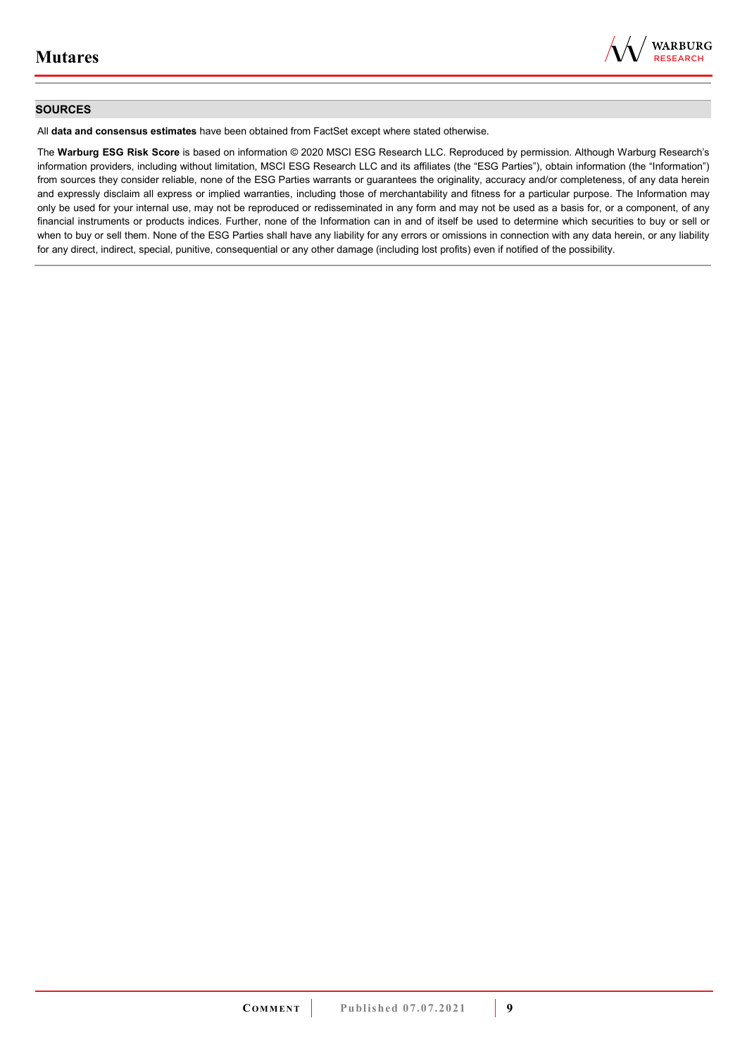## SOURCES

All **data and consensus estimates** have been obtained from FactSet except where stated otherwise.

The **Warburg ESG Risk Score** is based on information © 2020 MSCI ESG Research LLC. Reproduced by permission. Although Warburg Research's information providers, including without limitation, MSCI ESG Research LLC and its affiliates (the "ESG Parties"), obtain information (the "Information") from sources they consider reliable, none of the ESG Parties warrants or guarantees the originality, accuracy and/or completeness, of any data herein and expressly disclaim all express or implied warranties, including those of merchantability and fitness for a particular purpose. The Information may only be used for your internal use, may not be reproduced or redisseminated in any form and may not be used as a basis for, or a component, of any financial instruments or products indices. Further, none of the Information can in and of itself be used to determine which securities to buy or sell or when to buy or sell them. None of the ESG Parties shall have any liability for any errors or omissions in connection with any data herein, or any liability for any direct, indirect, special, punitive, consequential or any other damage (including lost profits) even if notified of the possibility.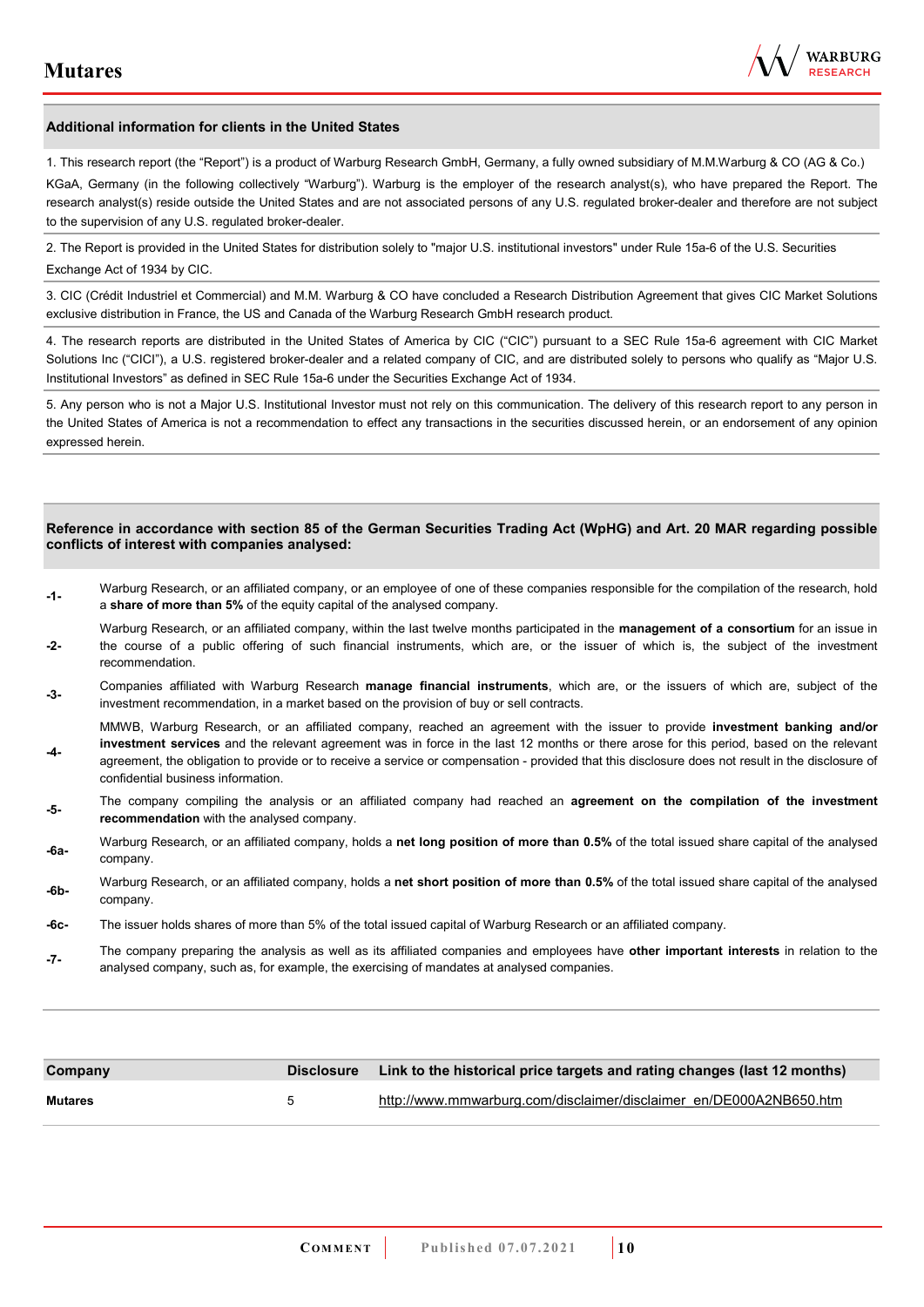## Additional information for clients in the United States

1. This research report (the "Report") is a product of Warburg Research GmbH, Germany, a fully owned subsidiary of M.M.Warburg & CO (AG & Co.) KGaA, Germany (in the following collectively "Warburg"). Warburg is the employer of the research analyst(s), who have prepared the Report. The research analyst(s) reside outside the United States and are not associated persons of any U.S. regulated broker-dealer and therefore are not subject to the supervision of any U.S. regulated broker-dealer.

2. The Report is provided in the United States for distribution solely to "major U.S. institutional investors" under Rule 15a-6 of the U.S. Securities Exchange Act of 1934 by CIC.

3. CIC (Crédit Industriel et Commercial) and M.M. Warburg & CO have concluded a Research Distribution Agreement that gives CIC Market Solutions exclusive distribution in France, the US and Canada of the Warburg Research GmbH research product.

4. The research reports are distributed in the United States of America by CIC ("CIC") pursuant to a SEC Rule 15a-6 agreement with CIC Market Solutions Inc ("CICI"), a U.S. registered broker-dealer and a related company of CIC, and are distributed solely to persons who qualify as "Major U.S. Institutional Investors" as defined in SEC Rule 15a-6 under the Securities Exchange Act of 1934.

5. Any person who is not a Major U.S. Institutional Investor must not rely on this communication. The delivery of this research report to any person in the United States of America is not a recommendation to effect any transactions in the securities discussed herein, or an endorsement of any opinion expressed herein.

## Reference in accordance with section 85 of the German Securities Trading Act (WpHG) and Art. 20 MAR regarding possible conflicts of interest with companies analysed:

- **-1-** Warburg Research, or an affiliated company, or an employee of one of these companies responsible for the compilation of the research, hold a **share of more than 5%** of the equity capital of the analysed company.
- **-2-** Warburg Research, or an affiliated company, within the last twelve months participated in the **management of a consortium** for an issue in the course of a public offering of such financial instruments, which are, or the issuer of which is, the subject of the investment recommendation.
- **-3-** Companies affiliated with Warburg Research **manage financial instruments**, which are, or the issuers of which are, subject of the investment recommendation, in a market based on the provision of buy or sell contracts.
- **-4-** MMWB, Warburg Research, or an affiliated company, reached an agreement with the issuer to provide **investment banking and/or investment services** and the relevant agreement was in force in the last 12 months or there arose for this period, based on the relevant agreement, the obligation to provide or to receive a service or compensation - provided that this disclosure does not result in the disclosure of confidential business information.
- **-5-** The company compiling the analysis or an affiliated company had reached an **agreement on the compilation of the investment recommendation** with the analysed company.
- **-6a-** Warburg Research, or an affiliated company, holds a **net long position of more than 0.5%** of the total issued share capital of the analysed company.
- **-6b-** Warburg Research, or an affiliated company, holds a **net short position of more than 0.5%** of the total issued share capital of the analysed company.
- **-6c-** The issuer holds shares of more than 5% of the total issued capital of Warburg Research or an affiliated company.
- **-7-** The company preparing the analysis as well as its affiliated companies and employees have **other important interests** in relation to the analysed company, such as, for example, the exercising of mandates at analysed companies.

| Company | Disclosure | Link to the historical price targets and rating changes (last 12 months) |
|---|---|---|
| **Mutares** | 5 | http://www.mmwarburg.com/disclaimer/disclaimer_en/DE000A2NB650.htm |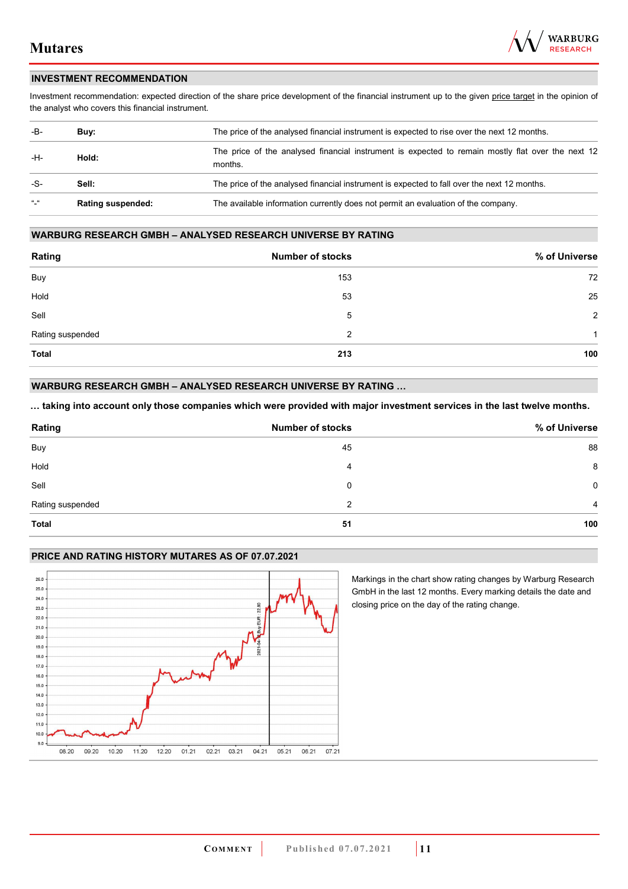## INVESTMENT RECOMMENDATION

Investment recommendation: expected direction of the share price development of the financial instrument up to the given price target in the opinion of the analyst who covers this financial instrument.

| | | |
|---|---|---|
| -B- | **Buy:** | The price of the analysed financial instrument is expected to rise over the next 12 months. |
| -H- | **Hold:** | The price of the analysed financial instrument is expected to remain mostly flat over the next 12 months. |
| -S- | **Sell:** | The price of the analysed financial instrument is expected to fall over the next 12 months. |
| "-" | **Rating suspended:** | The available information currently does not permit an evaluation of the company. |

## WARBURG RESEARCH GMBH – ANALYSED RESEARCH UNIVERSE BY RATING

| Rating | Number of stocks | % of Universe |
|---|---|---|
| Buy | 153 | 72 |
| Hold | 53 | 25 |
| Sell | 5 | 2 |
| Rating suspended | 2 | 1 |
| **Total** | **213** | **100** |

## WARBURG RESEARCH GMBH – ANALYSED RESEARCH UNIVERSE BY RATING …

**… taking into account only those companies which were provided with major investment services in the last twelve months.**

| Rating | Number of stocks | % of Universe |
|---|---|---|
| Buy | 45 | 88 |
| Hold | 4 | 8 |
| Sell | 0 | 0 |
| Rating suspended | 2 | 4 |
| **Total** | **51** | **100** |

## PRICE AND RATING HISTORY MUTARES AS OF 07.07.2021

Markings in the chart show rating changes by Warburg Research GmbH in the last 12 months. Every marking details the date and closing price on the day of the rating change.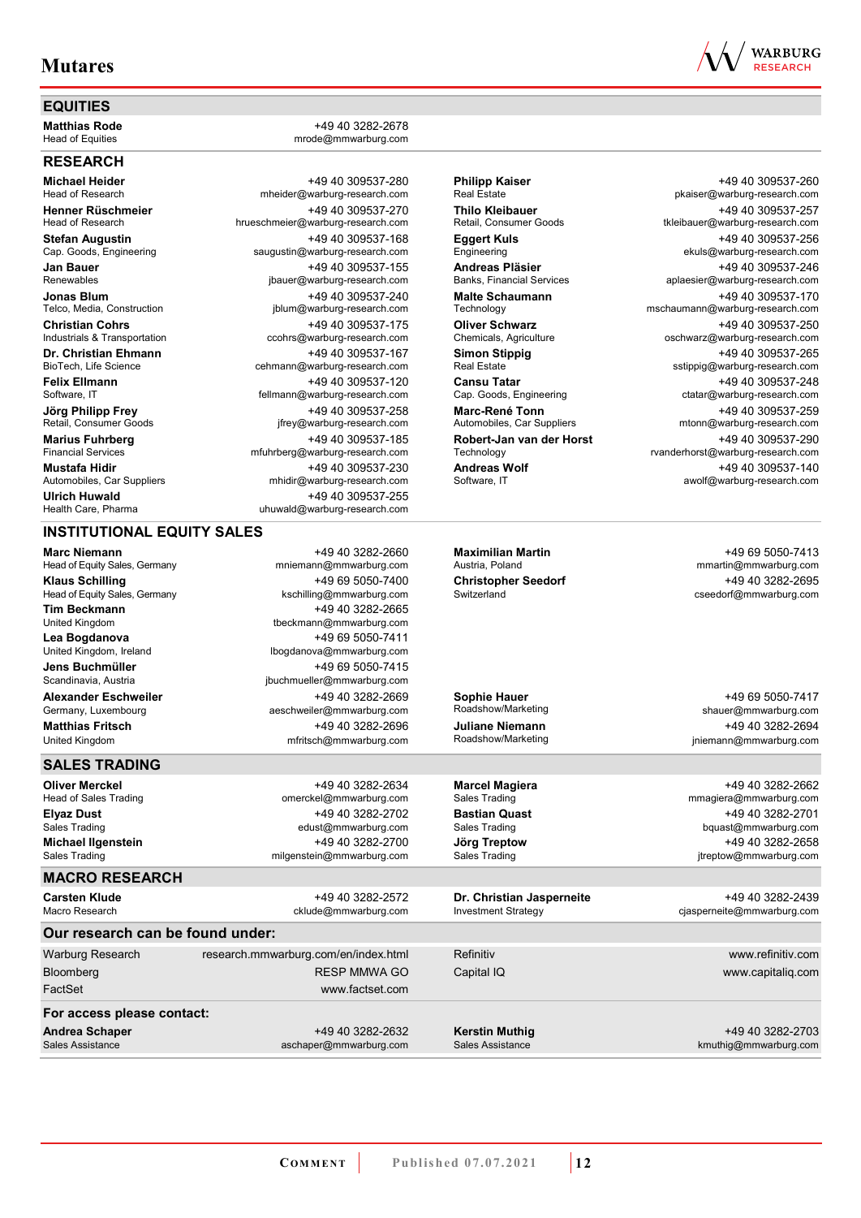## EQUITIES

**Matthias Rode**
Head of Equities
+49 40 3282-2678
mrode@mmwarburg.com

## RESEARCH

**Michael Heider**
Head of Research
+49 40 309537-280
mheider@warburg-research.com

**Henner Rüschmeier**
Head of Research
+49 40 309537-270
hrueschmeier@warburg-research.com

**Stefan Augustin**
Cap. Goods, Engineering
+49 40 309537-168
saugustin@warburg-research.com

**Jan Bauer**
Renewables
+49 40 309537-155
jbauer@warburg-research.com

**Jonas Blum**
Telco, Media, Construction
+49 40 309537-240
jblum@warburg-research.com

**Christian Cohrs**
Industrials & Transportation
+49 40 309537-175
ccohrs@warburg-research.com

**Dr. Christian Ehmann**
BioTech, Life Science
+49 40 309537-167
cehmann@warburg-research.com

**Felix Ellmann**
Software, IT
+49 40 309537-120
fellmann@warburg-research.com

**Jörg Philipp Frey**
Retail, Consumer Goods
+49 40 309537-258
jfrey@warburg-research.com

**Marius Fuhrberg**
Financial Services
+49 40 309537-185
mfuhrberg@warburg-research.com

**Mustafa Hidir**
Automobiles, Car Suppliers
+49 40 309537-230
mhidir@warburg-research.com

**Ulrich Huwald**
Health Care, Pharma
+49 40 309537-255
uhuwald@warburg-research.com

**Philipp Kaiser**
Real Estate
+49 40 309537-260
pkaiser@warburg-research.com

**Thilo Kleibauer**
Retail, Consumer Goods
+49 40 309537-257
tkleibauer@warburg-research.com

**Eggert Kuls**
Engineering
+49 40 309537-256
ekuls@warburg-research.com

**Andreas Pläsier**
Banks, Financial Services
+49 40 309537-246
aplaesier@warburg-research.com

**Malte Schaumann**
Technology
+49 40 309537-170
mschaumann@warburg-research.com

**Oliver Schwarz**
Chemicals, Agriculture
+49 40 309537-250
oschwarz@warburg-research.com

**Simon Stippig**
Real Estate
+49 40 309537-265
sstippig@warburg-research.com

**Cansu Tatar**
Cap. Goods, Engineering
+49 40 309537-248
ctatar@warburg-research.com

**Marc-René Tonn**
Automobiles, Car Suppliers
+49 40 309537-259
mtonn@warburg-research.com

**Robert-Jan van der Horst**
Technology
+49 40 309537-290
rvanderhorst@warburg-research.com

**Andreas Wolf**
Software, IT
+49 40 309537-140
awolf@warburg-research.com

## INSTITUTIONAL EQUITY SALES

**Marc Niemann**
Head of Equity Sales, Germany
+49 40 3282-2660
mniemann@mmwarburg.com

**Klaus Schilling**
Head of Equity Sales, Germany
+49 69 5050-7400
kschilling@mmwarburg.com

**Tim Beckmann**
United Kingdom
+49 40 3282-2665
tbeckmann@mmwarburg.com

**Lea Bogdanova**
United Kingdom, Ireland
+49 69 5050-7411
lbogdanova@mmwarburg.com

**Jens Buchmüller**
Scandinavia, Austria
+49 69 5050-7415
jbuchmueller@mmwarburg.com

**Alexander Eschweiler**
Germany, Luxembourg
+49 40 3282-2669
aeschweiler@mmwarburg.com

**Matthias Fritsch**
United Kingdom
+49 40 3282-2696
mfritsch@mmwarburg.com

**Maximilian Martin**
Austria, Poland
+49 69 5050-7413
mmartin@mmwarburg.com

**Christopher Seedorf**
Switzerland
+49 40 3282-2695
cseedorf@mmwarburg.com

**Sophie Hauer**
Roadshow/Marketing
+49 69 5050-7417
shauer@mmwarburg.com

**Juliane Niemann**
Roadshow/Marketing
+49 40 3282-2694
jniemann@mmwarburg.com

## SALES TRADING

**Oliver Merckel**
Head of Sales Trading
+49 40 3282-2634
omerckel@mmwarburg.com

**Elyaz Dust**
Sales Trading
+49 40 3282-2702
edust@mmwarburg.com

**Michael Ilgenstein**
Sales Trading
+49 40 3282-2700
milgenstein@mmwarburg.com

**Marcel Magiera**
Sales Trading
+49 40 3282-2662
mmagiera@mmwarburg.com

**Bastian Quast**
Sales Trading
+49 40 3282-2701
bquast@mmwarburg.com

**Jörg Treptow**
Sales Trading
+49 40 3282-2658
jtreptow@mmwarburg.com

## MACRO RESEARCH

**Carsten Klude**
Macro Research
+49 40 3282-2572
cklude@mmwarburg.com

**Dr. Christian Jasperneite**
Investment Strategy
+49 40 3282-2439
cjasperneite@mmwarburg.com

## Our research can be found under:

| | | | |
|---|---|---|---|
| Warburg Research | research.mmwarburg.com/en/index.html | Refinitiv | www.refinitiv.com |
| Bloomberg | RESP MMWA GO | Capital IQ | www.capitaliq.com |
| FactSet | www.factset.com | | |

## For access please contact:

**Andrea Schaper**
Sales Assistance
+49 40 3282-2632
aschaper@mmwarburg.com

**Kerstin Muthig**
Sales Assistance
+49 40 3282-2703
kmuthig@mmwarburg.com